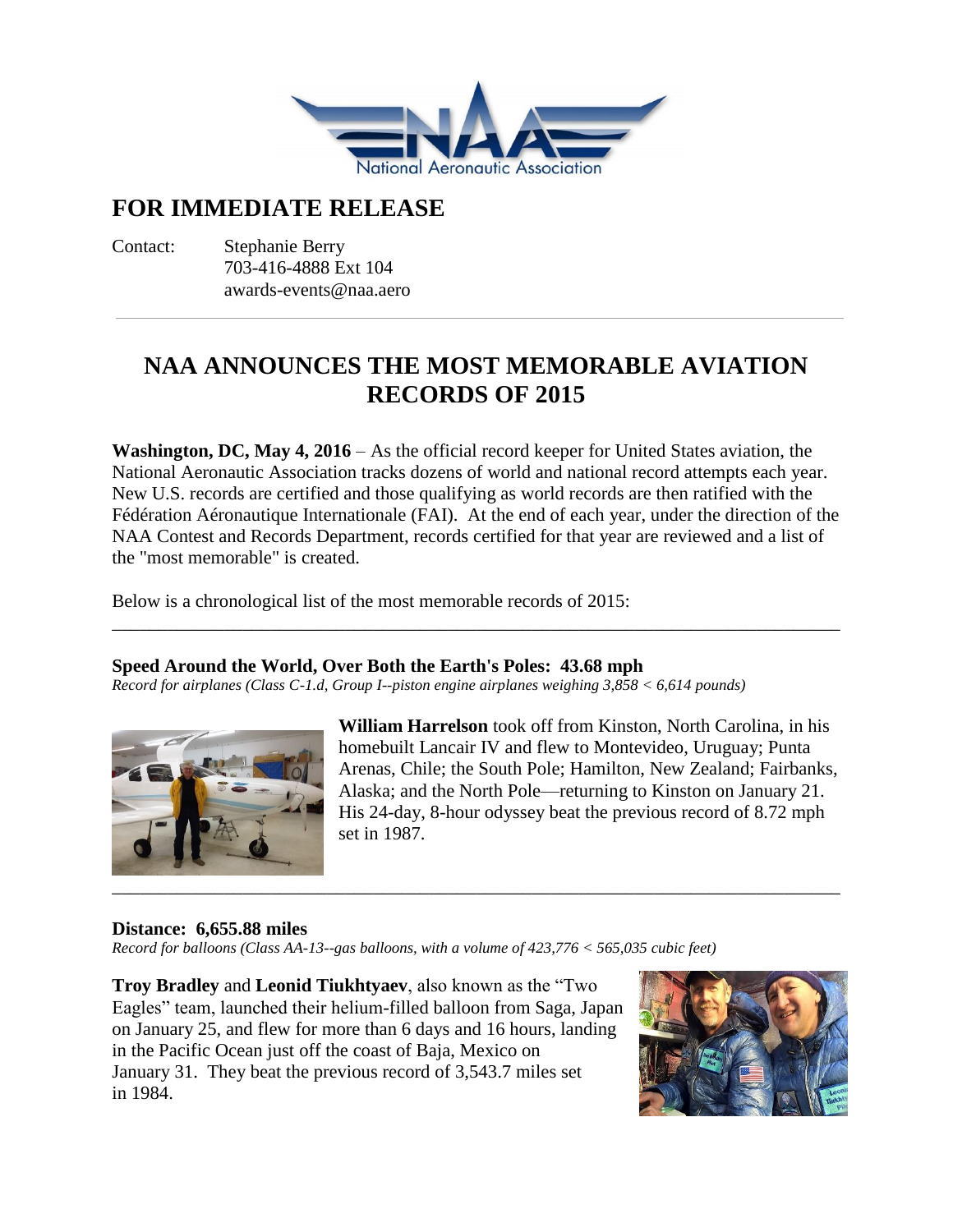# FOR IMMEDIATE RELEASE

Contact: Stephanie Berry
703-416-4888 Ext 104
awards-events@naa.aero

---

## NAA ANNOUNCES THE MOST MEMORABLE AVIATION RECORDS OF 2015

**Washington, DC, May 4, 2016** – As the official record keeper for United States aviation, the National Aeronautic Association tracks dozens of world and national record attempts each year. New U.S. records are certified and those qualifying as world records are then ratified with the Fédération Aéronautique Internationale (FAI). At the end of each year, under the direction of the NAA Contest and Records Department, records certified for that year are reviewed and a list of the "most memorable" is created.

Below is a chronological list of the most memorable records of 2015:

---

### Speed Around the World, Over Both the Earth's Poles: 43.68 mph

*Record for airplanes (Class C-1.d, Group I--piston engine airplanes weighing 3,858 < 6,614 pounds)*

**William Harrelson** took off from Kinston, North Carolina, in his homebuilt Lancair IV and flew to Montevideo, Uruguay; Punta Arenas, Chile; the South Pole; Hamilton, New Zealand; Fairbanks, Alaska; and the North Pole—returning to Kinston on January 21. His 24-day, 8-hour odyssey beat the previous record of 8.72 mph set in 1987.

---

### Distance: 6,655.88 miles

*Record for balloons (Class AA-13--gas balloons, with a volume of 423,776 < 565,035 cubic feet)*

**Troy Bradley** and **Leonid Tiukhtyaev**, also known as the "Two Eagles" team, launched their helium-filled balloon from Saga, Japan on January 25, and flew for more than 6 days and 16 hours, landing in the Pacific Ocean just off the coast of Baja, Mexico on January 31. They beat the previous record of 3,543.7 miles set in 1984.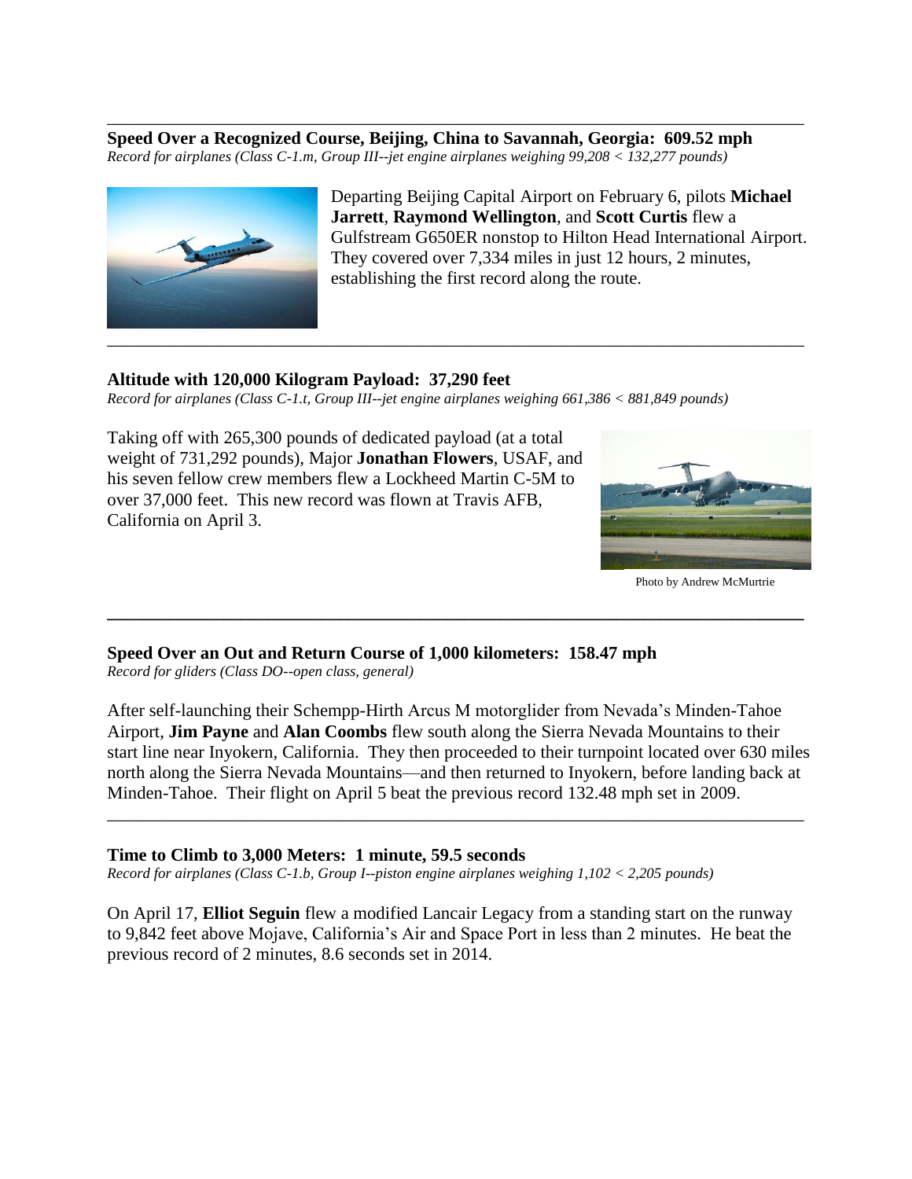**Speed Over a Recognized Course, Beijing, China to Savannah, Georgia: 609.52 mph**
*Record for airplanes (Class C-1.m, Group III--jet engine airplanes weighing 99,208 < 132,277 pounds)*

Departing Beijing Capital Airport on February 6, pilots **Michael Jarrett**, **Raymond Wellington**, and **Scott Curtis** flew a Gulfstream G650ER nonstop to Hilton Head International Airport. They covered over 7,334 miles in just 12 hours, 2 minutes, establishing the first record along the route.

---

**Altitude with 120,000 Kilogram Payload: 37,290 feet**
*Record for airplanes (Class C-1.t, Group III--jet engine airplanes weighing 661,386 < 881,849 pounds)*

Taking off with 265,300 pounds of dedicated payload (at a total weight of 731,292 pounds), Major **Jonathan Flowers**, USAF, and his seven fellow crew members flew a Lockheed Martin C-5M to over 37,000 feet. This new record was flown at Travis AFB, California on April 3.

Photo by Andrew McMurtrie

---

**Speed Over an Out and Return Course of 1,000 kilometers: 158.47 mph**
*Record for gliders (Class DO--open class, general)*

After self-launching their Schempp-Hirth Arcus M motorglider from Nevada's Minden-Tahoe Airport, **Jim Payne** and **Alan Coombs** flew south along the Sierra Nevada Mountains to their start line near Inyokern, California. They then proceeded to their turnpoint located over 630 miles north along the Sierra Nevada Mountains—and then returned to Inyokern, before landing back at Minden-Tahoe. Their flight on April 5 beat the previous record 132.48 mph set in 2009.

---

**Time to Climb to 3,000 Meters: 1 minute, 59.5 seconds**
*Record for airplanes (Class C-1.b, Group I--piston engine airplanes weighing 1,102 < 2,205 pounds)*

On April 17, **Elliot Seguin** flew a modified Lancair Legacy from a standing start on the runway to 9,842 feet above Mojave, California's Air and Space Port in less than 2 minutes. He beat the previous record of 2 minutes, 8.6 seconds set in 2014.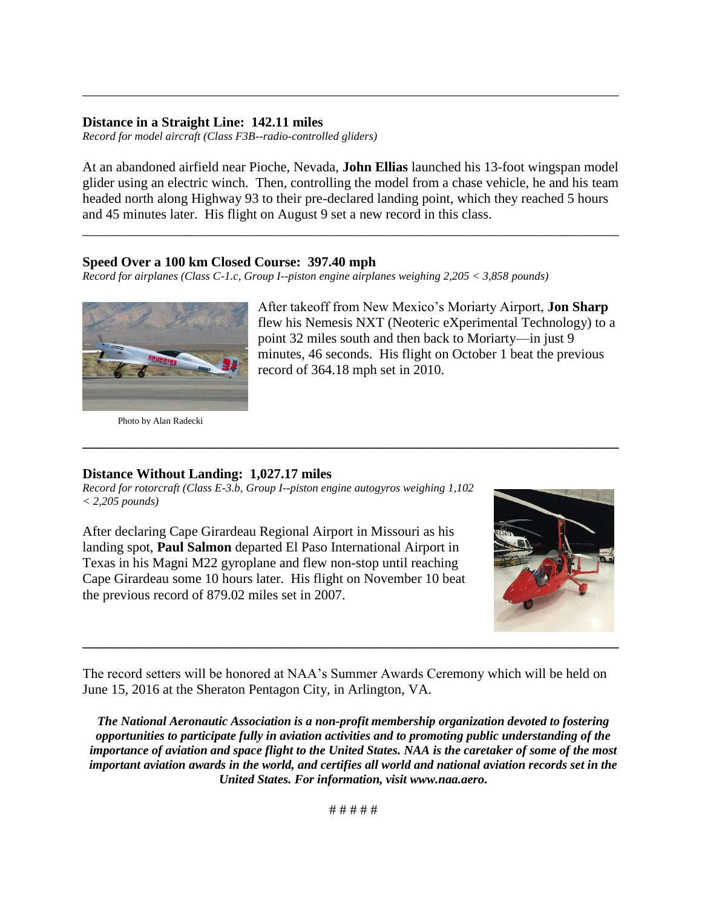---

**Distance in a Straight Line: 142.11 miles**

*Record for model aircraft (Class F3B--radio-controlled gliders)*

At an abandoned airfield near Pioche, Nevada, **John Ellias** launched his 13-foot wingspan model glider using an electric winch. Then, controlling the model from a chase vehicle, he and his team headed north along Highway 93 to their pre-declared landing point, which they reached 5 hours and 45 minutes later. His flight on August 9 set a new record in this class.

---

**Speed Over a 100 km Closed Course: 397.40 mph**

*Record for airplanes (Class C-1.c, Group I--piston engine airplanes weighing 2,205 < 3,858 pounds)*

After takeoff from New Mexico's Moriarty Airport, **Jon Sharp** flew his Nemesis NXT (Neoteric eXperimental Technology) to a point 32 miles south and then back to Moriarty—in just 9 minutes, 46 seconds. His flight on October 1 beat the previous record of 364.18 mph set in 2010.

Photo by Alan Radecki

---

**Distance Without Landing: 1,027.17 miles**

*Record for rotorcraft (Class E-3.b, Group I--piston engine autogyros weighing 1,102 < 2,205 pounds)*

After declaring Cape Girardeau Regional Airport in Missouri as his landing spot, **Paul Salmon** departed El Paso International Airport in Texas in his Magni M22 gyroplane and flew non-stop until reaching Cape Girardeau some 10 hours later. His flight on November 10 beat the previous record of 879.02 miles set in 2007.

---

The record setters will be honored at NAA's Summer Awards Ceremony which will be held on June 15, 2016 at the Sheraton Pentagon City, in Arlington, VA.

***The National Aeronautic Association is a non-profit membership organization devoted to fostering opportunities to participate fully in aviation activities and to promoting public understanding of the importance of aviation and space flight to the United States. NAA is the caretaker of some of the most important aviation awards in the world, and certifies all world and national aviation records set in the United States. For information, visit www.naa.aero.***

# # # # #